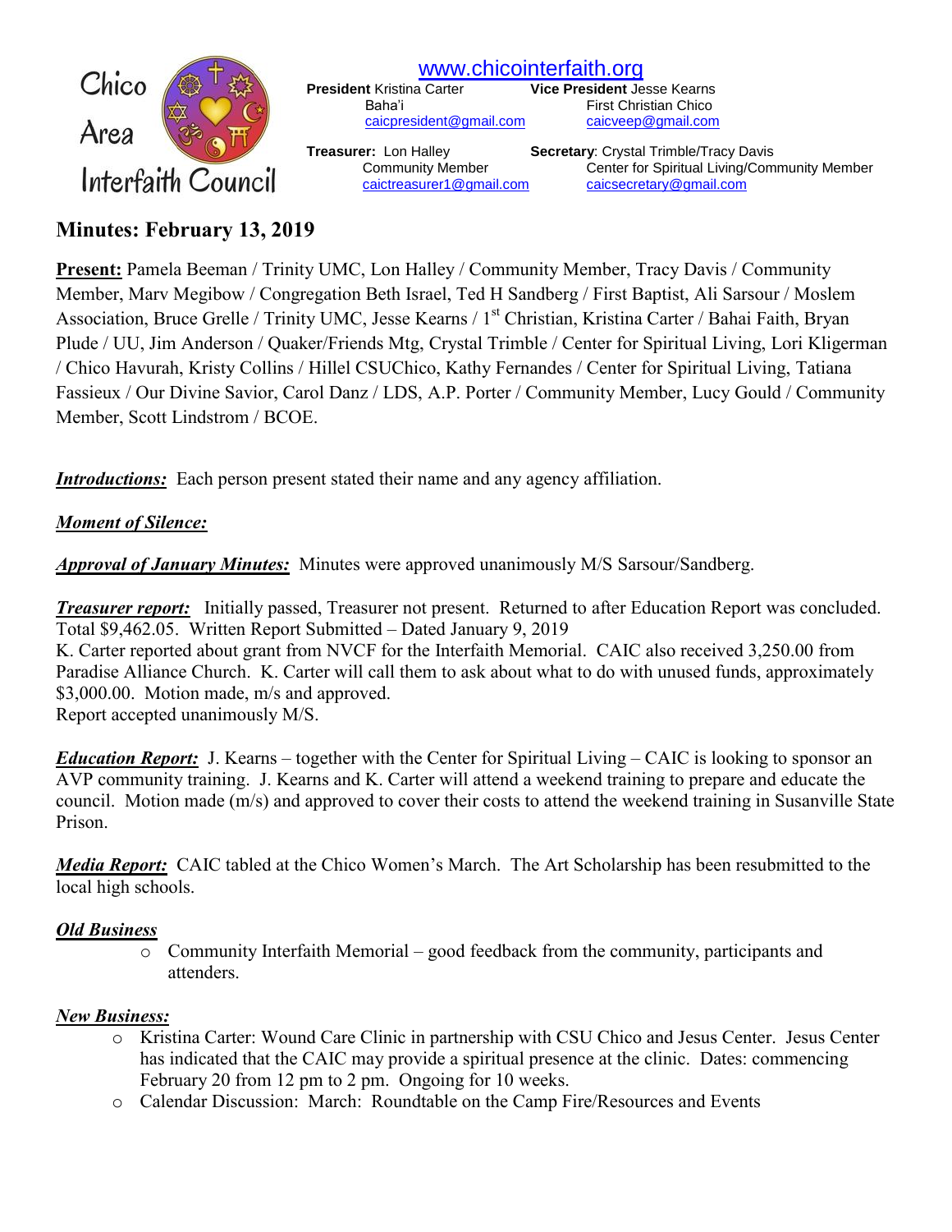Chico Area Interfaith Council

[www.chicointerfaith.org](http://www.chicointerfaith.org)

**President** Kristina Carter
Baha'i
caicpresident@gmail.com

**Vice President** Jesse Kearns
First Christian Chico
caicveep@gmail.com

**Treasurer:** Lon Halley
Community Member
caictreasurer1@gmail.com

**Secretary**: Crystal Trimble/Tracy Davis
Center for Spiritual Living/Community Member
caicsecretary@gmail.com

# Minutes: February 13, 2019

**Present:** Pamela Beeman / Trinity UMC, Lon Halley / Community Member, Tracy Davis / Community Member, Marv Megibow / Congregation Beth Israel, Ted H Sandberg / First Baptist, Ali Sarsour / Moslem Association, Bruce Grelle / Trinity UMC, Jesse Kearns / 1st Christian, Kristina Carter / Bahai Faith, Bryan Plude / UU, Jim Anderson / Quaker/Friends Mtg, Crystal Trimble / Center for Spiritual Living, Lori Kligerman / Chico Havurah, Kristy Collins / Hillel CSUChico, Kathy Fernandes / Center for Spiritual Living, Tatiana Fassieux / Our Divine Savior, Carol Danz / LDS, A.P. Porter / Community Member, Lucy Gould / Community Member, Scott Lindstrom / BCOE.

***Introductions:*** Each person present stated their name and any agency affiliation.

***Moment of Silence:***

***Approval of January Minutes:*** Minutes were approved unanimously M/S Sarsour/Sandberg.

***Treasurer report:*** Initially passed, Treasurer not present. Returned to after Education Report was concluded. Total $9,462.05. Written Report Submitted – Dated January 9, 2019
K. Carter reported about grant from NVCF for the Interfaith Memorial. CAIC also received 3,250.00 from Paradise Alliance Church. K. Carter will call them to ask about what to do with unused funds, approximately $3,000.00. Motion made, m/s and approved.
Report accepted unanimously M/S.

***Education Report:*** J. Kearns – together with the Center for Spiritual Living – CAIC is looking to sponsor an AVP community training. J. Kearns and K. Carter will attend a weekend training to prepare and educate the council. Motion made (m/s) and approved to cover their costs to attend the weekend training in Susanville State Prison.

***Media Report:*** CAIC tabled at the Chico Women's March. The Art Scholarship has been resubmitted to the local high schools.

***Old Business***

- Community Interfaith Memorial – good feedback from the community, participants and attenders.

***New Business:***

- Kristina Carter: Wound Care Clinic in partnership with CSU Chico and Jesus Center. Jesus Center has indicated that the CAIC may provide a spiritual presence at the clinic. Dates: commencing February 20 from 12 pm to 2 pm. Ongoing for 10 weeks.
- Calendar Discussion: March: Roundtable on the Camp Fire/Resources and Events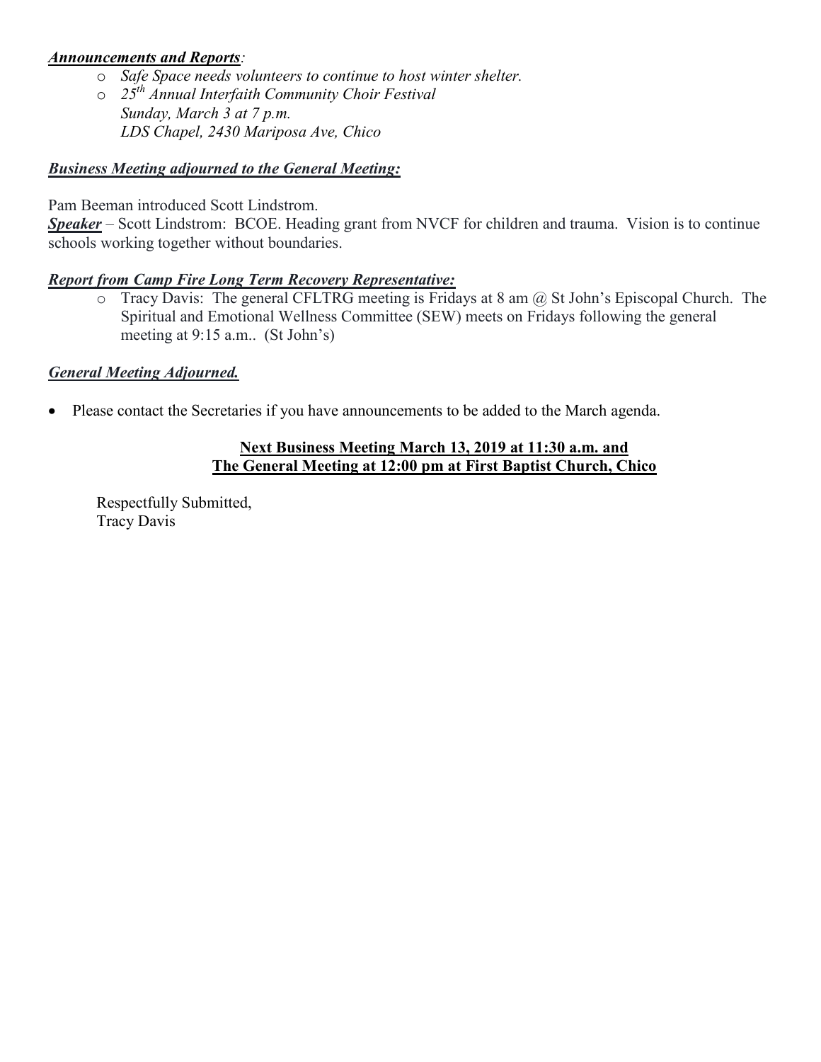***Announcements and Reports***:

- *Safe Space needs volunteers to continue to host winter shelter.*
- *25th Annual Interfaith Community Choir Festival*
  *Sunday, March 3 at 7 p.m.*
  *LDS Chapel, 2430 Mariposa Ave, Chico*

***Business Meeting adjourned to the General Meeting:***

Pam Beeman introduced Scott Lindstrom.

***Speaker*** – Scott Lindstrom: BCOE. Heading grant from NVCF for children and trauma. Vision is to continue schools working together without boundaries.

***Report from Camp Fire Long Term Recovery Representative:***

- Tracy Davis: The general CFLTRG meeting is Fridays at 8 am @ St John's Episcopal Church. The Spiritual and Emotional Wellness Committee (SEW) meets on Fridays following the general meeting at 9:15 a.m.. (St John's)

***General Meeting Adjourned.***

- Please contact the Secretaries if you have announcements to be added to the March agenda.

**Next Business Meeting March 13, 2019 at 11:30 a.m. and**
**The General Meeting at 12:00 pm at First Baptist Church, Chico**

Respectfully Submitted,
Tracy Davis